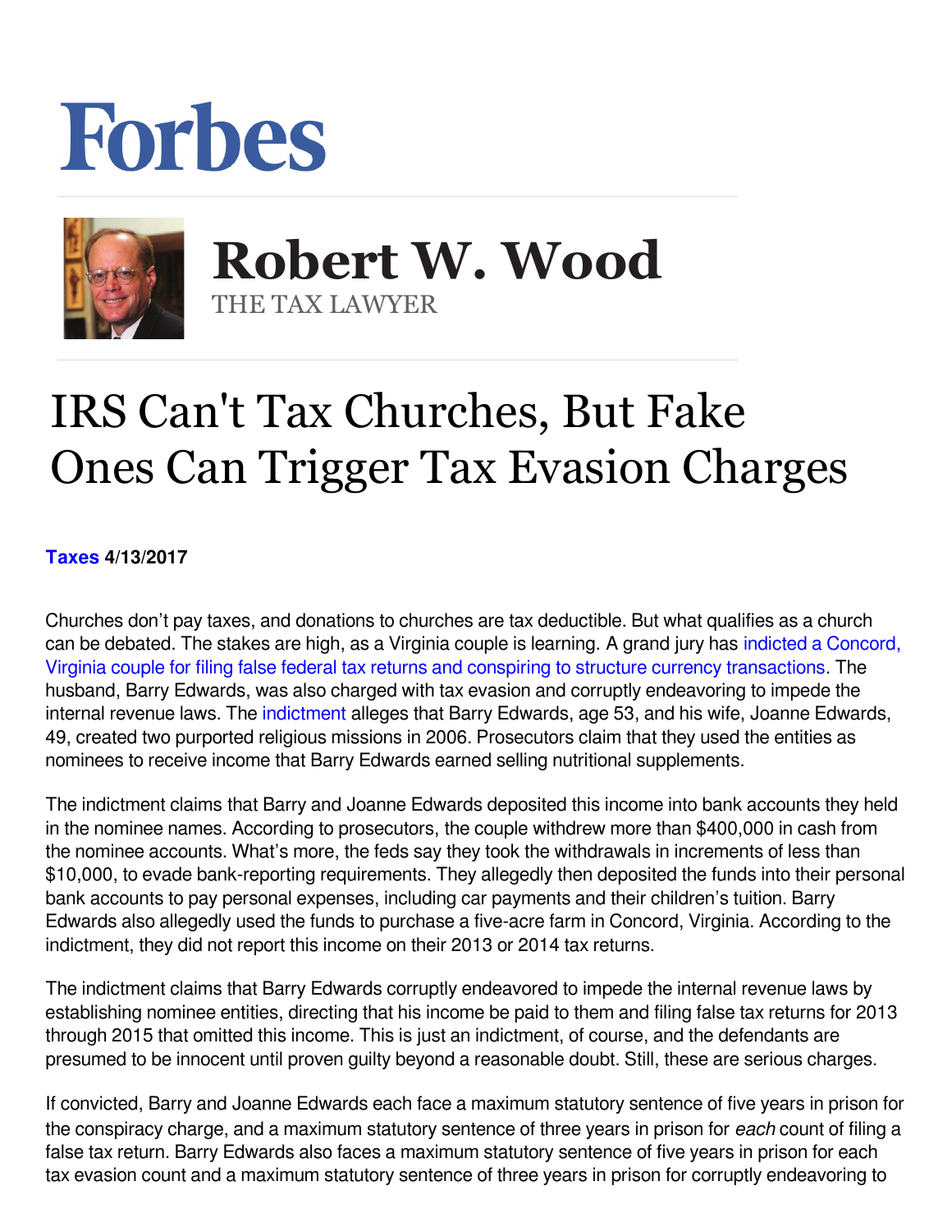# Forbes

## Robert W. Wood

THE TAX LAWYER

# IRS Can't Tax Churches, But Fake Ones Can Trigger Tax Evasion Charges

**Taxes 4/13/2017**

Churches don't pay taxes, and donations to churches are tax deductible. But what qualifies as a church can be debated. The stakes are high, as a Virginia couple is learning. A grand jury has indicted a Concord, Virginia couple for filing false federal tax returns and conspiring to structure currency transactions. The husband, Barry Edwards, was also charged with tax evasion and corruptly endeavoring to impede the internal revenue laws. The indictment alleges that Barry Edwards, age 53, and his wife, Joanne Edwards, 49, created two purported religious missions in 2006. Prosecutors claim that they used the entities as nominees to receive income that Barry Edwards earned selling nutritional supplements.

The indictment claims that Barry and Joanne Edwards deposited this income into bank accounts they held in the nominee names. According to prosecutors, the couple withdrew more than $400,000 in cash from the nominee accounts. What's more, the feds say they took the withdrawals in increments of less than $10,000, to evade bank-reporting requirements. They allegedly then deposited the funds into their personal bank accounts to pay personal expenses, including car payments and their children's tuition. Barry Edwards also allegedly used the funds to purchase a five-acre farm in Concord, Virginia. According to the indictment, they did not report this income on their 2013 or 2014 tax returns.

The indictment claims that Barry Edwards corruptly endeavored to impede the internal revenue laws by establishing nominee entities, directing that his income be paid to them and filing false tax returns for 2013 through 2015 that omitted this income. This is just an indictment, of course, and the defendants are presumed to be innocent until proven guilty beyond a reasonable doubt. Still, these are serious charges.

If convicted, Barry and Joanne Edwards each face a maximum statutory sentence of five years in prison for the conspiracy charge, and a maximum statutory sentence of three years in prison for *each* count of filing a false tax return. Barry Edwards also faces a maximum statutory sentence of five years in prison for each tax evasion count and a maximum statutory sentence of three years in prison for corruptly endeavoring to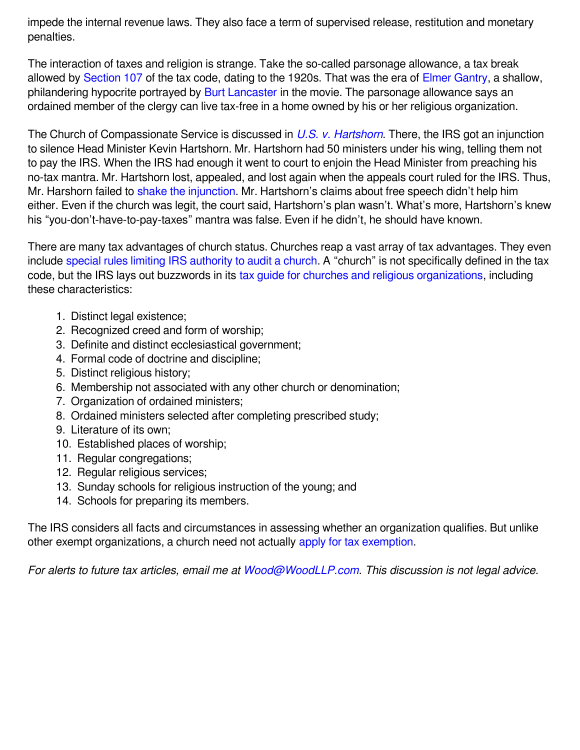impede the internal revenue laws. They also face a term of supervised release, restitution and monetary penalties.

The interaction of taxes and religion is strange. Take the so-called parsonage allowance, a tax break allowed by Section 107 of the tax code, dating to the 1920s. That was the era of Elmer Gantry, a shallow, philandering hypocrite portrayed by Burt Lancaster in the movie. The parsonage allowance says an ordained member of the clergy can live tax-free in a home owned by his or her religious organization.

The Church of Compassionate Service is discussed in *U.S. v. Hartshorn*. There, the IRS got an injunction to silence Head Minister Kevin Hartshorn. Mr. Hartshorn had 50 ministers under his wing, telling them not to pay the IRS. When the IRS had enough it went to court to enjoin the Head Minister from preaching his no-tax mantra. Mr. Hartshorn lost, appealed, and lost again when the appeals court ruled for the IRS. Thus, Mr. Harshorn failed to shake the injunction. Mr. Hartshorn's claims about free speech didn't help him either. Even if the church was legit, the court said, Hartshorn's plan wasn't. What's more, Hartshorn's knew his "you-don't-have-to-pay-taxes" mantra was false. Even if he didn't, he should have known.

There are many tax advantages of church status. Churches reap a vast array of tax advantages. They even include special rules limiting IRS authority to audit a church. A "church" is not specifically defined in the tax code, but the IRS lays out buzzwords in its tax guide for churches and religious organizations, including these characteristics:

1. Distinct legal existence;
2. Recognized creed and form of worship;
3. Definite and distinct ecclesiastical government;
4. Formal code of doctrine and discipline;
5. Distinct religious history;
6. Membership not associated with any other church or denomination;
7. Organization of ordained ministers;
8. Ordained ministers selected after completing prescribed study;
9. Literature of its own;
10. Established places of worship;
11. Regular congregations;
12. Regular religious services;
13. Sunday schools for religious instruction of the young; and
14. Schools for preparing its members.

The IRS considers all facts and circumstances in assessing whether an organization qualifies. But unlike other exempt organizations, a church need not actually apply for tax exemption.

*For alerts to future tax articles, email me at Wood@WoodLLP.com. This discussion is not legal advice.*